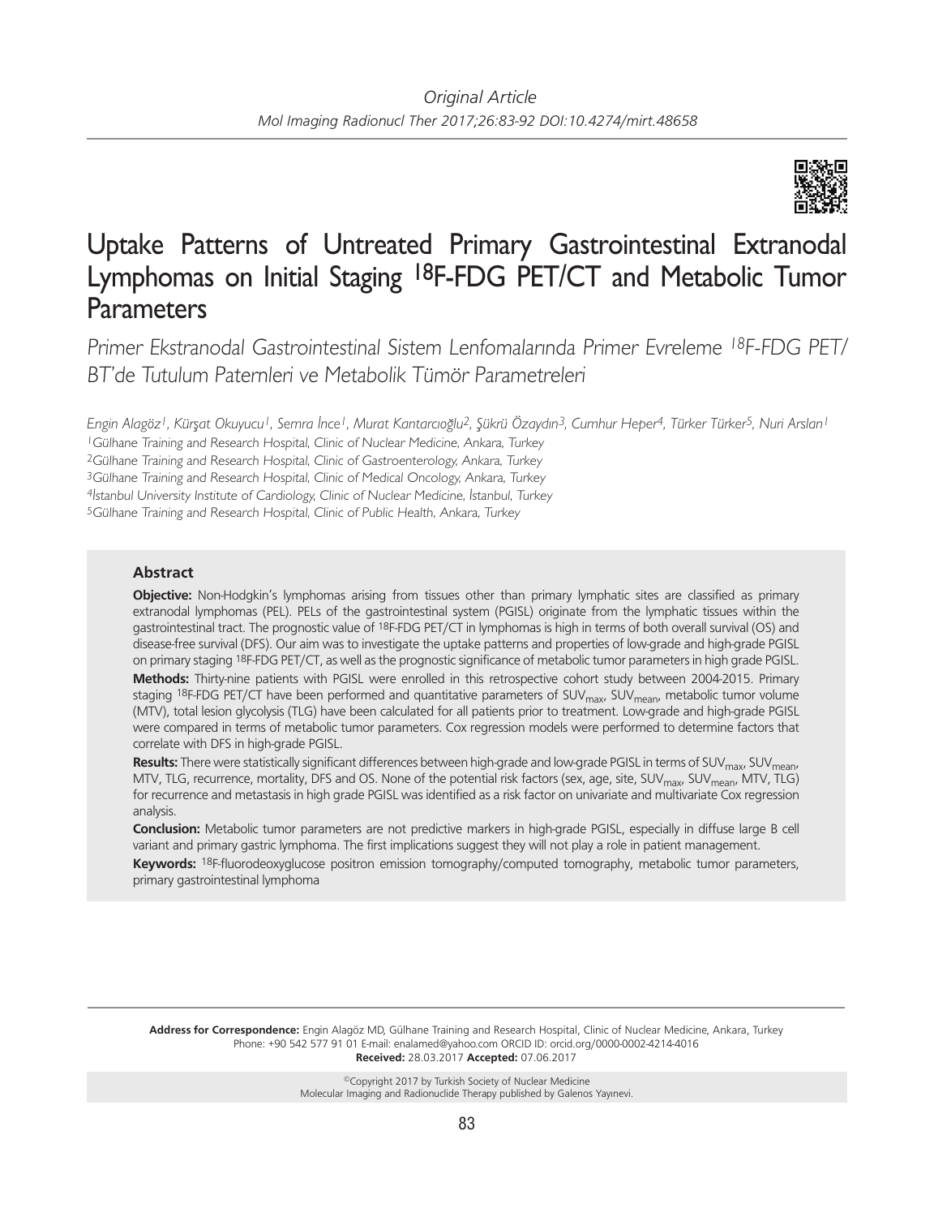Original Article

# Uptake Patterns of Untreated Primary Gastrointestinal Extranodal Lymphomas on Initial Staging $^{18}$F-FDG PET/CT and Metabolic Tumor Parameters

*Primer Ekstranodal Gastrointestinal Sistem Lenfomalarında Primer Evreleme $^{18}$F-FDG PET/BT'de Tutulum Paternleri ve Metabolik Tümör Parametreleri*

*Engin Alagöz[1], Kürşat Okuyucu[1], Semra İnce[1], Murat Kantarcıoğlu[2], Şükrü Özaydın[3], Cumhur Heper[4], Türker Türker[5], Nuri Arslan[1]*

[1]Gülhane Training and Research Hospital, Clinic of Nuclear Medicine, Ankara, Turkey
[2]Gülhane Training and Research Hospital, Clinic of Gastroenterology, Ankara, Turkey
[3]Gülhane Training and Research Hospital, Clinic of Medical Oncology, Ankara, Turkey
[4]İstanbul University Institute of Cardiology, Clinic of Nuclear Medicine, İstanbul, Turkey
[5]Gülhane Training and Research Hospital, Clinic of Public Health, Ankara, Turkey

### Abstract

**Objective:** Non-Hodgkin's lymphomas arising from tissues other than primary lymphatic sites are classified as primary extranodal lymphomas (PEL). PELs of the gastrointestinal system (PGISL) originate from the lymphatic tissues within the gastrointestinal tract. The prognostic value of $^{18}$F-FDG PET/CT in lymphomas is high in terms of both overall survival (OS) and disease-free survival (DFS). Our aim was to investigate the uptake patterns and properties of low-grade and high-grade PGISL on primary staging $^{18}$F-FDG PET/CT, as well as the prognostic significance of metabolic tumor parameters in high grade PGISL.

**Methods:** Thirty-nine patients with PGISL were enrolled in this retrospective cohort study between 2004-2015. Primary staging $^{18}$F-FDG PET/CT have been performed and quantitative parameters of $SUV_{max}$, $SUV_{mean}$, metabolic tumor volume (MTV), total lesion glycolysis (TLG) have been calculated for all patients prior to treatment. Low-grade and high-grade PGISL were compared in terms of metabolic tumor parameters. Cox regression models were performed to determine factors that correlate with DFS in high-grade PGISL.

**Results:** There were statistically significant differences between high-grade and low-grade PGISL in terms of $SUV_{max}$, $SUV_{mean}$, MTV, TLG, recurrence, mortality, DFS and OS. None of the potential risk factors (sex, age, site, $SUV_{max}$, $SUV_{mean}$, MTV, TLG) for recurrence and metastasis in high grade PGISL was identified as a risk factor on univariate and multivariate Cox regression analysis.

**Conclusion:** Metabolic tumor parameters are not predictive markers in high-grade PGISL, especially in diffuse large B cell variant and primary gastric lymphoma. The first implications suggest they will not play a role in patient management.

**Keywords:** $^{18}$F-fluorodeoxyglucose positron emission tomography/computed tomography, metabolic tumor parameters, primary gastrointestinal lymphoma

**Address for Correspondence:** Engin Alagöz MD, Gülhane Training and Research Hospital, Clinic of Nuclear Medicine, Ankara, Turkey
Phone: +90 542 577 91 01 E-mail: enalamed@yahoo.com ORCID ID: orcid.org/0000-0002-4214-4016
**Received:** 28.03.2017 **Accepted:** 07.06.2017

©Copyright 2017 by Turkish Society of Nuclear Medicine
Molecular Imaging and Radionuclide Therapy published by Galenos Yayınevi.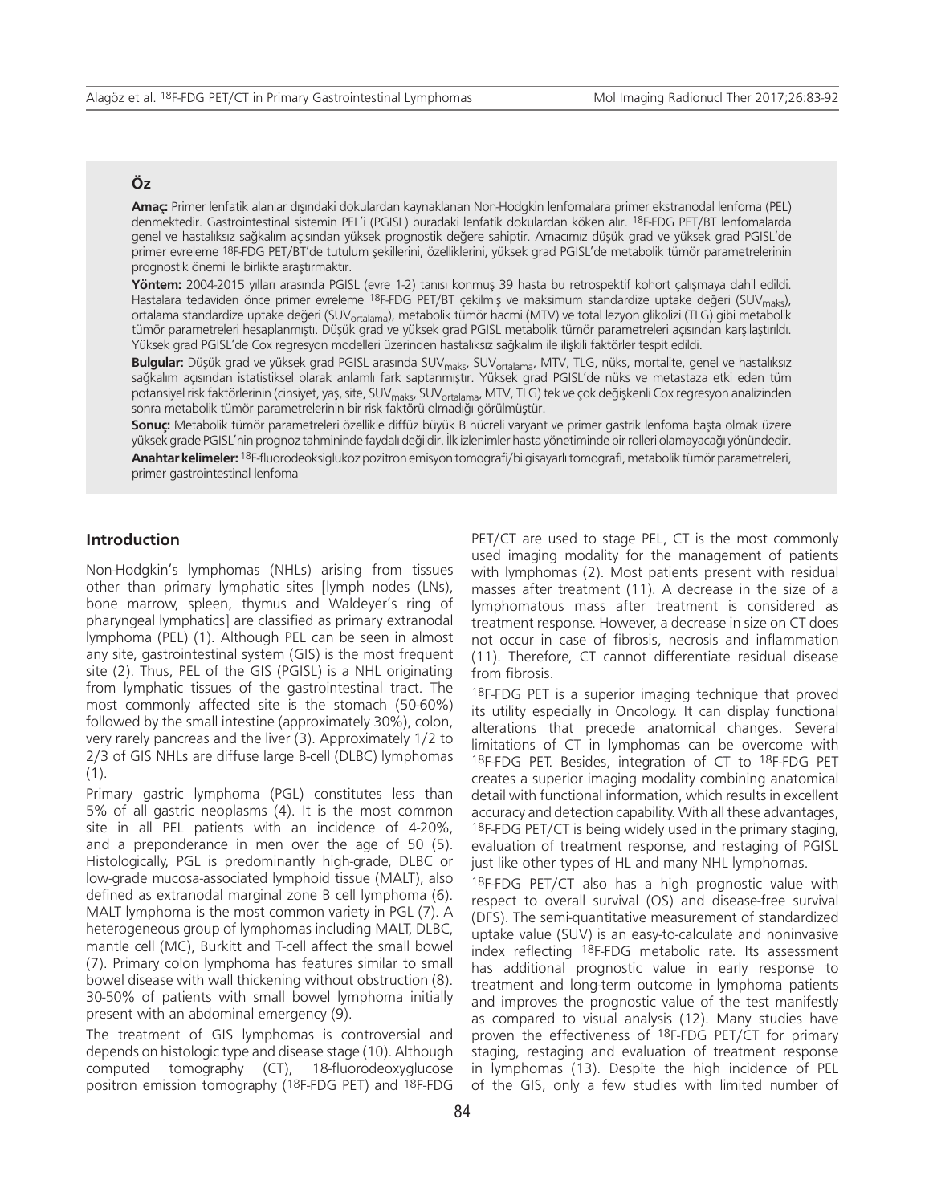## Öz

**Amaç:** Primer lenfatik alanlar dışındaki dokulardan kaynaklanan Non-Hodgkin lenfomalara primer ekstranodal lenfoma (PEL) denmektedir. Gastrointestinal sistemin PEL'i (PGISL) buradaki lenfatik dokulardan köken alır. 18F-FDG PET/BT lenfomalarda genel ve hastalıksız sağkalım açısından yüksek prognostik değere sahiptir. Amacımız düşük grad ve yüksek grad PGISL'de primer evreleme 18F-FDG PET/BT'de tutulum şekillerini, özelliklerini, yüksek grad PGISL'de metabolik tümör parametrelerinin prognostik önemi ile birlikte araştırmaktır.

**Yöntem:** 2004-2015 yılları arasında PGISL (evre 1-2) tanısı konmuş 39 hasta bu retrospektif kohort çalışmaya dahil edildi. Hastalara tedaviden önce primer evreleme 18F-FDG PET/BT çekilmiş ve maksimum standardize uptake değeri ($SUV_{maks}$), ortalama standardize uptake değeri ($SUV_{ortalama}$), metabolik tümör hacmi (MTV) ve total lezyon glikolizi (TLG) gibi metabolik tümör parametreleri hesaplanmıştı. Düşük grad ve yüksek grad PGISL metabolik tümör parametreleri açısından karşılaştırıldı. Yüksek grad PGISL'de Cox regresyon modelleri üzerinden hastalıksız sağkalım ile ilişkili faktörler tespit edildi.

**Bulgular:** Düşük grad ve yüksek grad PGISL arasında $SUV_{maks}$, $SUV_{ortalama}$, MTV, TLG, nüks, mortalite, genel ve hastalıksız sağkalım açısından istatistiksel olarak anlamlı fark saptanmıştır. Yüksek grad PGISL'de nüks ve metastaza etki eden tüm potansiyel risk faktörlerinin (cinsiyet, yaş, site, $SUV_{maks}$, $SUV_{ortalama}$, MTV, TLG) tek ve çok değişkenli Cox regresyon analizinden sonra metabolik tümör parametrelerinin bir risk faktörü olmadığı görülmüştür.

**Sonuç:** Metabolik tümör parametreleri özellikle diffüz büyük B hücreli varyant ve primer gastrik lenfoma başta olmak üzere yüksek grade PGISL'nin prognoz tahmininde faydalı değildir. İlk izlenimler hasta yönetiminde bir rolleri olamayacağı yönündedir.

**Anahtar kelimeler:** 18F-fluorodeoksiglukoz pozitron emisyon tomografi/bilgisayarlı tomografi, metabolik tümör parametreleri, primer gastrointestinal lenfoma

## Introduction

Non-Hodgkin's lymphomas (NHLs) arising from tissues other than primary lymphatic sites [lymph nodes (LNs), bone marrow, spleen, thymus and Waldeyer's ring of pharyngeal lymphatics] are classified as primary extranodal lymphoma (PEL) (1). Although PEL can be seen in almost any site, gastrointestinal system (GIS) is the most frequent site (2). Thus, PEL of the GIS (PGISL) is a NHL originating from lymphatic tissues of the gastrointestinal tract. The most commonly affected site is the stomach (50-60%) followed by the small intestine (approximately 30%), colon, very rarely pancreas and the liver (3). Approximately 1/2 to 2/3 of GIS NHLs are diffuse large B-cell (DLBC) lymphomas (1).

Primary gastric lymphoma (PGL) constitutes less than 5% of all gastric neoplasms (4). It is the most common site in all PEL patients with an incidence of 4-20%, and a preponderance in men over the age of 50 (5). Histologically, PGL is predominantly high-grade, DLBC or low-grade mucosa-associated lymphoid tissue (MALT), also defined as extranodal marginal zone B cell lymphoma (6). MALT lymphoma is the most common variety in PGL (7). A heterogeneous group of lymphomas including MALT, DLBC, mantle cell (MC), Burkitt and T-cell affect the small bowel (7). Primary colon lymphoma has features similar to small bowel disease with wall thickening without obstruction (8). 30-50% of patients with small bowel lymphoma initially present with an abdominal emergency (9).

The treatment of GIS lymphomas is controversial and depends on histologic type and disease stage (10). Although computed tomography (CT), 18-fluorodeoxyglucose positron emission tomography (18F-FDG PET) and 18F-FDG PET/CT are used to stage PEL, CT is the most commonly used imaging modality for the management of patients with lymphomas (2). Most patients present with residual masses after treatment (11). A decrease in the size of a lymphomatous mass after treatment is considered as treatment response. However, a decrease in size on CT does not occur in case of fibrosis, necrosis and inflammation (11). Therefore, CT cannot differentiate residual disease from fibrosis.

18F-FDG PET is a superior imaging technique that proved its utility especially in Oncology. It can display functional alterations that precede anatomical changes. Several limitations of CT in lymphomas can be overcome with 18F-FDG PET. Besides, integration of CT to 18F-FDG PET creates a superior imaging modality combining anatomical detail with functional information, which results in excellent accuracy and detection capability. With all these advantages, 18F-FDG PET/CT is being widely used in the primary staging, evaluation of treatment response, and restaging of PGISL just like other types of HL and many NHL lymphomas.

18F-FDG PET/CT also has a high prognostic value with respect to overall survival (OS) and disease-free survival (DFS). The semi-quantitative measurement of standardized uptake value (SUV) is an easy-to-calculate and noninvasive index reflecting 18F-FDG metabolic rate. Its assessment has additional prognostic value in early response to treatment and long-term outcome in lymphoma patients and improves the prognostic value of the test manifestly as compared to visual analysis (12). Many studies have proven the effectiveness of 18F-FDG PET/CT for primary staging, restaging and evaluation of treatment response in lymphomas (13). Despite the high incidence of PEL of the GIS, only a few studies with limited number of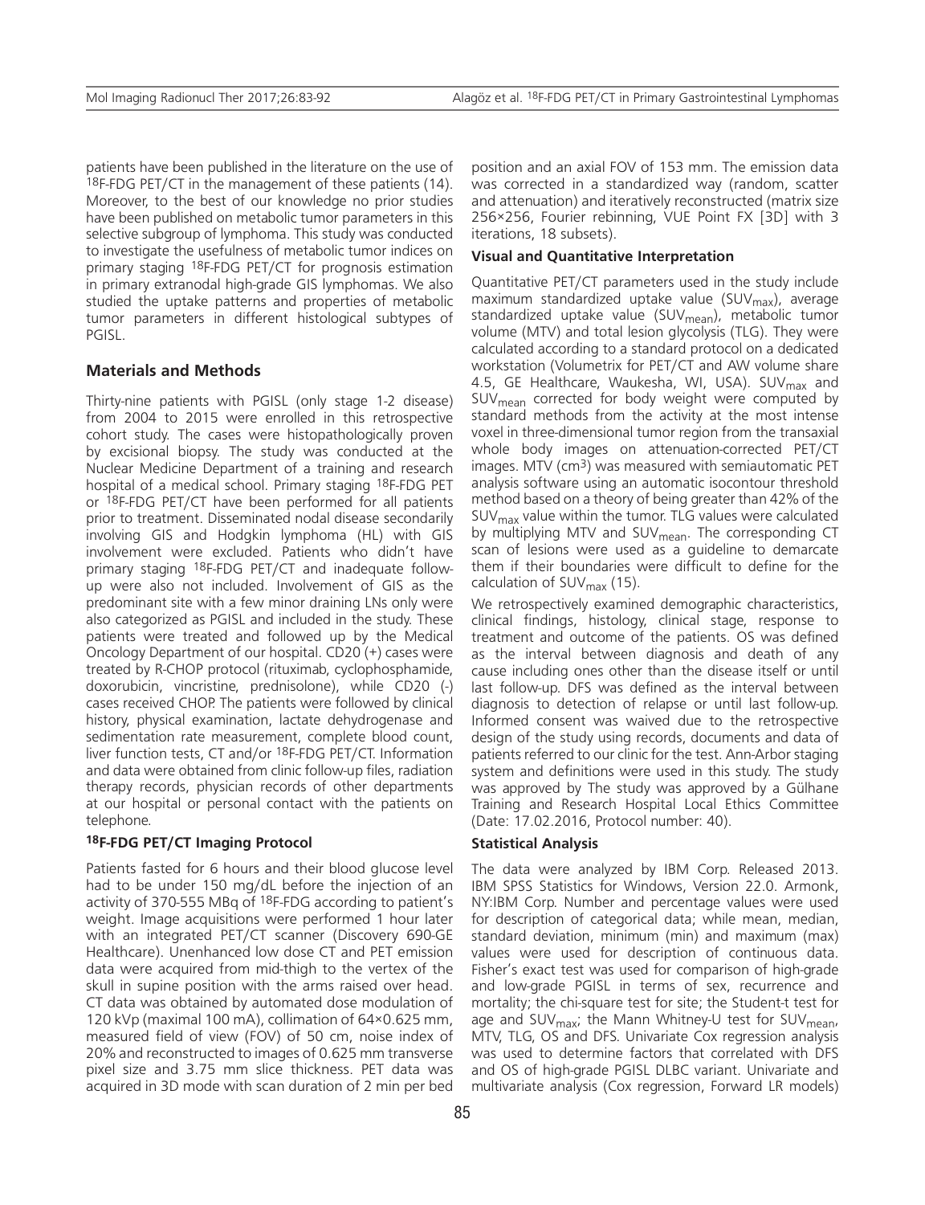patients have been published in the literature on the use of $^{18}$F-FDG PET/CT in the management of these patients (14). Moreover, to the best of our knowledge no prior studies have been published on metabolic tumor parameters in this selective subgroup of lymphoma. This study was conducted to investigate the usefulness of metabolic tumor indices on primary staging $^{18}$F-FDG PET/CT for prognosis estimation in primary extranodal high-grade GIS lymphomas. We also studied the uptake patterns and properties of metabolic tumor parameters in different histological subtypes of PGISL.

## Materials and Methods

Thirty-nine patients with PGISL (only stage 1-2 disease) from 2004 to 2015 were enrolled in this retrospective cohort study. The cases were histopathologically proven by excisional biopsy. The study was conducted at the Nuclear Medicine Department of a training and research hospital of a medical school. Primary staging $^{18}$F-FDG PET or $^{18}$F-FDG PET/CT have been performed for all patients prior to treatment. Disseminated nodal disease secondarily involving GIS and Hodgkin lymphoma (HL) with GIS involvement were excluded. Patients who didn't have primary staging $^{18}$F-FDG PET/CT and inadequate follow-up were also not included. Involvement of GIS as the predominant site with a few minor draining LNs only were also categorized as PGISL and included in the study. These patients were treated and followed up by the Medical Oncology Department of our hospital. CD20 (+) cases were treated by R-CHOP protocol (rituximab, cyclophosphamide, doxorubicin, vincristine, prednisolone), while CD20 (-) cases received CHOP. The patients were followed by clinical history, physical examination, lactate dehydrogenase and sedimentation rate measurement, complete blood count, liver function tests, CT and/or $^{18}$F-FDG PET/CT. Information and data were obtained from clinic follow-up files, radiation therapy records, physician records of other departments at our hospital or personal contact with the patients on telephone.

### $^{18}$F-FDG PET/CT Imaging Protocol

Patients fasted for 6 hours and their blood glucose level had to be under 150 mg/dL before the injection of an activity of 370-555 MBq of $^{18}$F-FDG according to patient's weight. Image acquisitions were performed 1 hour later with an integrated PET/CT scanner (Discovery 690-GE Healthcare). Unenhanced low dose CT and PET emission data were acquired from mid-thigh to the vertex of the skull in supine position with the arms raised over head. CT data was obtained by automated dose modulation of 120 kVp (maximal 100 mA), collimation of 64×0.625 mm, measured field of view (FOV) of 50 cm, noise index of 20% and reconstructed to images of 0.625 mm transverse pixel size and 3.75 mm slice thickness. PET data was acquired in 3D mode with scan duration of 2 min per bed position and an axial FOV of 153 mm. The emission data was corrected in a standardized way (random, scatter and attenuation) and iteratively reconstructed (matrix size 256×256, Fourier rebinning, VUE Point FX [3D] with 3 iterations, 18 subsets).

### Visual and Quantitative Interpretation

Quantitative PET/CT parameters used in the study include maximum standardized uptake value ($SUV_{max}$), average standardized uptake value ($SUV_{mean}$), metabolic tumor volume (MTV) and total lesion glycolysis (TLG). They were calculated according to a standard protocol on a dedicated workstation (Volumetrix for PET/CT and AW volume share 4.5, GE Healthcare, Waukesha, WI, USA). $SUV_{max}$ and $SUV_{mean}$ corrected for body weight were computed by standard methods from the activity at the most intense voxel in three-dimensional tumor region from the transaxial whole body images on attenuation-corrected PET/CT images. MTV ($cm^3$) was measured with semiautomatic PET analysis software using an automatic isocontour threshold method based on a theory of being greater than 42% of the $SUV_{max}$ value within the tumor. TLG values were calculated by multiplying MTV and $SUV_{mean}$. The corresponding CT scan of lesions were used as a guideline to demarcate them if their boundaries were difficult to define for the calculation of $SUV_{max}$ (15).

We retrospectively examined demographic characteristics, clinical findings, histology, clinical stage, response to treatment and outcome of the patients. OS was defined as the interval between diagnosis and death of any cause including ones other than the disease itself or until last follow-up. DFS was defined as the interval between diagnosis to detection of relapse or until last follow-up. Informed consent was waived due to the retrospective design of the study using records, documents and data of patients referred to our clinic for the test. Ann-Arbor staging system and definitions were used in this study. The study was approved by The study was approved by a Gülhane Training and Research Hospital Local Ethics Committee (Date: 17.02.2016, Protocol number: 40).

### Statistical Analysis

The data were analyzed by IBM Corp. Released 2013. IBM SPSS Statistics for Windows, Version 22.0. Armonk, NY:IBM Corp. Number and percentage values were used for description of categorical data; while mean, median, standard deviation, minimum (min) and maximum (max) values were used for description of continuous data. Fisher's exact test was used for comparison of high-grade and low-grade PGISL in terms of sex, recurrence and mortality; the chi-square test for site; the Student-t test for age and $SUV_{max}$; the Mann Whitney-U test for $SUV_{mean}$, MTV, TLG, OS and DFS. Univariate Cox regression analysis was used to determine factors that correlated with DFS and OS of high-grade PGISL DLBC variant. Univariate and multivariate analysis (Cox regression, Forward LR models)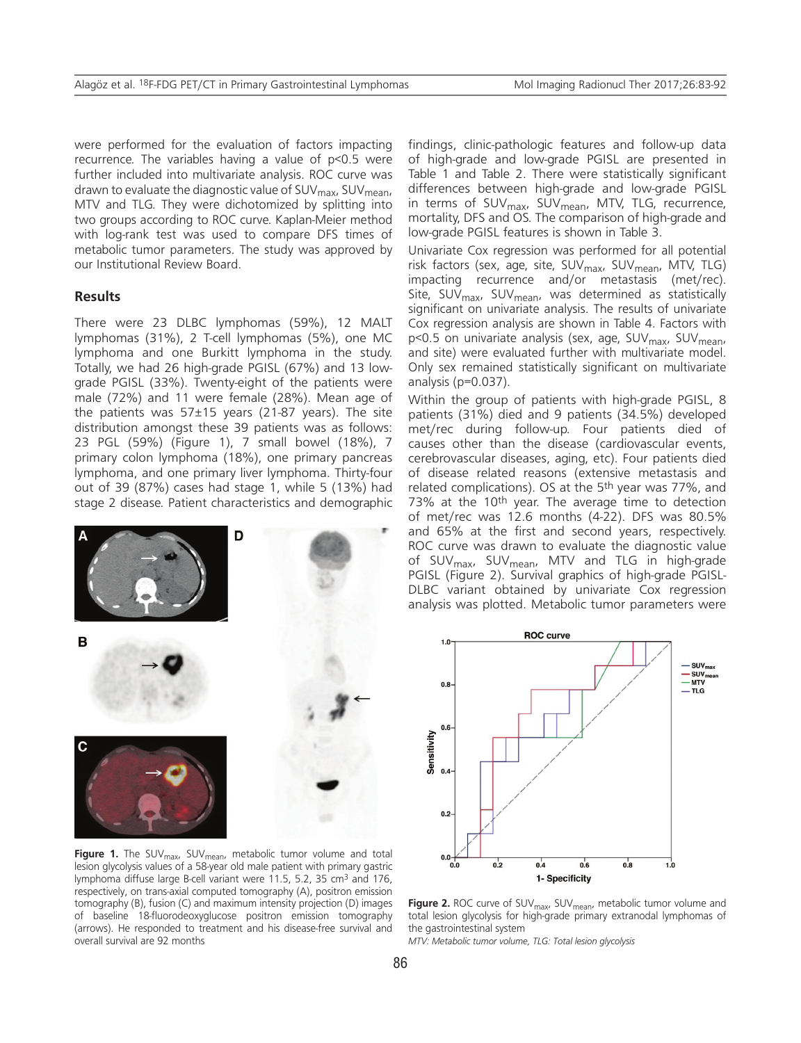were performed for the evaluation of factors impacting recurrence. The variables having a value of $p<0.5$ were further included into multivariate analysis. ROC curve was drawn to evaluate the diagnostic value of $SUV_{max}$, $SUV_{mean}$, MTV and TLG. They were dichotomized by splitting into two groups according to ROC curve. Kaplan-Meier method with log-rank test was used to compare DFS times of metabolic tumor parameters. The study was approved by our Institutional Review Board.

### Results

There were 23 DLBC lymphomas (59%), 12 MALT lymphomas (31%), 2 T-cell lymphomas (5%), one MC lymphoma and one Burkitt lymphoma in the study. Totally, we had 26 high-grade PGISL (67%) and 13 low-grade PGISL (33%). Twenty-eight of the patients were male (72%) and 11 were female (28%). Mean age of the patients was 57±15 years (21-87 years). The site distribution amongst these 39 patients was as follows: 23 PGL (59%) (Figure 1), 7 small bowel (18%), 7 primary colon lymphoma (18%), one primary pancreas lymphoma, and one primary liver lymphoma. Thirty-four out of 39 (87%) cases had stage 1, while 5 (13%) had stage 2 disease. Patient characteristics and demographic findings, clinic-pathologic features and follow-up data of high-grade and low-grade PGISL are presented in Table 1 and Table 2. There were statistically significant differences between high-grade and low-grade PGISL in terms of $SUV_{max}$, $SUV_{mean}$, MTV, TLG, recurrence, mortality, DFS and OS. The comparison of high-grade and low-grade PGISL features is shown in Table 3.

Univariate Cox regression was performed for all potential risk factors (sex, age, site, $SUV_{max}$, $SUV_{mean}$, MTV, TLG) impacting recurrence and/or metastasis (met/rec). Site, $SUV_{max}$, $SUV_{mean}$, was determined as statistically significant on univariate analysis. The results of univariate Cox regression analysis are shown in Table 4. Factors with $p<0.5$ on univariate analysis (sex, age, $SUV_{max}$, $SUV_{mean}$, and site) were evaluated further with multivariate model. Only sex remained statistically significant on multivariate analysis ($p=0.037$).

Within the group of patients with high-grade PGISL, 8 patients (31%) died and 9 patients (34.5%) developed met/rec during follow-up. Four patients died of causes other than the disease (cardiovascular events, cerebrovascular diseases, aging, etc). Four patients died of disease related reasons (extensive metastasis and related complications). OS at the 5[th] year was 77%, and 73% at the 10[th] year. The average time to detection of met/rec was 12.6 months (4-22). DFS was 80.5% and 65% at the first and second years, respectively. ROC curve was drawn to evaluate the diagnostic value of $SUV_{max}$, $SUV_{mean}$, MTV and TLG in high-grade PGISL (Figure 2). Survival graphics of high-grade PGISL-DLBC variant obtained by univariate Cox regression analysis was plotted. Metabolic tumor parameters were

**Figure 1.** The $SUV_{max}$, $SUV_{mean}$, metabolic tumor volume and total lesion glycolysis values of a 58-year old male patient with primary gastric lymphoma diffuse large B-cell variant were 11.5, 5.2, 35 $cm^3$ and 176, respectively, on trans-axial computed tomography (A), positron emission tomography (B), fusion (C) and maximum intensity projection (D) images of baseline 18-fluorodeoxyglucose positron emission tomography (arrows). He responded to treatment and his disease-free survival and overall survival are 92 months

**Figure 2.** ROC curve of $SUV_{max}$, $SUV_{mean}$, metabolic tumor volume and total lesion glycolysis for high-grade primary extranodal lymphomas of the gastrointestinal system

*MTV: Metabolic tumor volume, TLG: Total lesion glycolysis*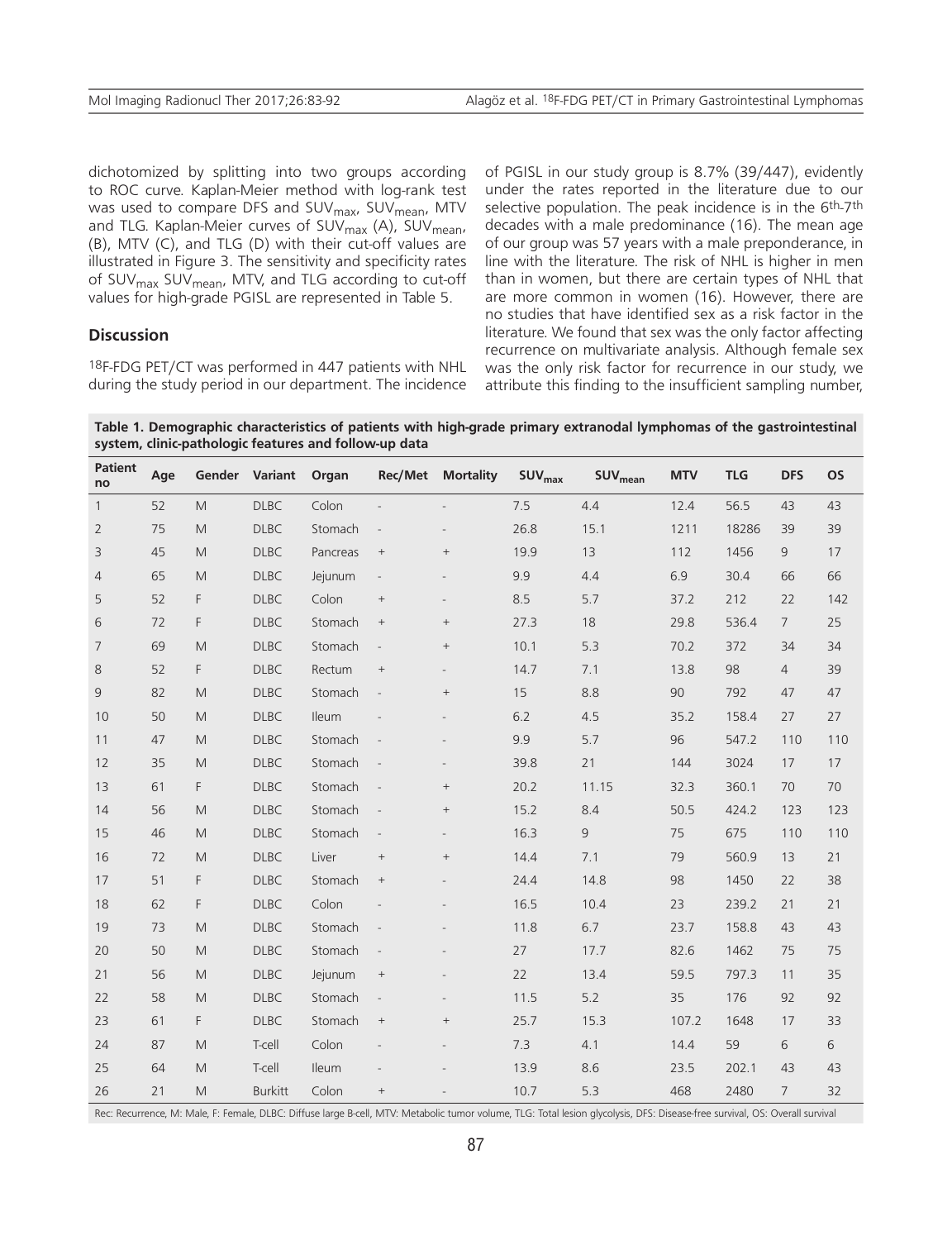dichotomized by splitting into two groups according to ROC curve. Kaplan-Meier method with log-rank test was used to compare DFS and $SUV_{max}$, $SUV_{mean}$, MTV and TLG. Kaplan-Meier curves of $SUV_{max}$ (A), $SUV_{mean}$, (B), MTV (C), and TLG (D) with their cut-off values are illustrated in Figure 3. The sensitivity and specificity rates of $SUV_{max}$ $SUV_{mean}$, MTV, and TLG according to cut-off values for high-grade PGISL are represented in Table 5.

## Discussion

$^{18}$F-FDG PET/CT was performed in 447 patients with NHL during the study period in our department. The incidence of PGISL in our study group is 8.7% (39/447), evidently under the rates reported in the literature due to our selective population. The peak incidence is in the 6th-7th decades with a male predominance (16). The mean age of our group was 57 years with a male preponderance, in line with the literature. The risk of NHL is higher in men than in women, but there are certain types of NHL that are more common in women (16). However, there are no studies that have identified sex as a risk factor in the literature. We found that sex was the only factor affecting recurrence on multivariate analysis. Although female sex was the only risk factor for recurrence in our study, we attribute this finding to the insufficient sampling number,

**Table 1. Demographic characteristics of patients with high-grade primary extranodal lymphomas of the gastrointestinal system, clinic-pathologic features and follow-up data**

| Patient no | Age | Gender | Variant | Organ | Rec/Met | Mortality | $SUV_{max}$ | $SUV_{mean}$ | MTV | TLG | DFS | OS |
|---|---|---|---|---|---|---|---|---|---|---|---|---|
| 1 | 52 | M | DLBC | Colon | - | - | 7.5 | 4.4 | 12.4 | 56.5 | 43 | 43 |
| 2 | 75 | M | DLBC | Stomach | - | - | 26.8 | 15.1 | 1211 | 18286 | 39 | 39 |
| 3 | 45 | M | DLBC | Pancreas | + | + | 19.9 | 13 | 112 | 1456 | 9 | 17 |
| 4 | 65 | M | DLBC | Jejunum | - | - | 9.9 | 4.4 | 6.9 | 30.4 | 66 | 66 |
| 5 | 52 | F | DLBC | Colon | + | - | 8.5 | 5.7 | 37.2 | 212 | 22 | 142 |
| 6 | 72 | F | DLBC | Stomach | + | + | 27.3 | 18 | 29.8 | 536.4 | 7 | 25 |
| 7 | 69 | M | DLBC | Stomach | - | + | 10.1 | 5.3 | 70.2 | 372 | 34 | 34 |
| 8 | 52 | F | DLBC | Rectum | + | - | 14.7 | 7.1 | 13.8 | 98 | 4 | 39 |
| 9 | 82 | M | DLBC | Stomach | - | + | 15 | 8.8 | 90 | 792 | 47 | 47 |
| 10 | 50 | M | DLBC | Ileum | - | - | 6.2 | 4.5 | 35.2 | 158.4 | 27 | 27 |
| 11 | 47 | M | DLBC | Stomach | - | - | 9.9 | 5.7 | 96 | 547.2 | 110 | 110 |
| 12 | 35 | M | DLBC | Stomach | - | - | 39.8 | 21 | 144 | 3024 | 17 | 17 |
| 13 | 61 | F | DLBC | Stomach | - | + | 20.2 | 11.15 | 32.3 | 360.1 | 70 | 70 |
| 14 | 56 | M | DLBC | Stomach | - | + | 15.2 | 8.4 | 50.5 | 424.2 | 123 | 123 |
| 15 | 46 | M | DLBC | Stomach | - | - | 16.3 | 9 | 75 | 675 | 110 | 110 |
| 16 | 72 | M | DLBC | Liver | + | + | 14.4 | 7.1 | 79 | 560.9 | 13 | 21 |
| 17 | 51 | F | DLBC | Stomach | + | - | 24.4 | 14.8 | 98 | 1450 | 22 | 38 |
| 18 | 62 | F | DLBC | Colon | - | - | 16.5 | 10.4 | 23 | 239.2 | 21 | 21 |
| 19 | 73 | M | DLBC | Stomach | - | - | 11.8 | 6.7 | 23.7 | 158.8 | 43 | 43 |
| 20 | 50 | M | DLBC | Stomach | - | - | 27 | 17.7 | 82.6 | 1462 | 75 | 75 |
| 21 | 56 | M | DLBC | Jejunum | + | - | 22 | 13.4 | 59.5 | 797.3 | 11 | 35 |
| 22 | 58 | M | DLBC | Stomach | - | - | 11.5 | 5.2 | 35 | 176 | 92 | 92 |
| 23 | 61 | F | DLBC | Stomach | + | + | 25.7 | 15.3 | 107.2 | 1648 | 17 | 33 |
| 24 | 87 | M | T-cell | Colon | - | - | 7.3 | 4.1 | 14.4 | 59 | 6 | 6 |
| 25 | 64 | M | T-cell | Ileum | - | - | 13.9 | 8.6 | 23.5 | 202.1 | 43 | 43 |
| 26 | 21 | M | Burkitt | Colon | + | - | 10.7 | 5.3 | 468 | 2480 | 7 | 32 |

Rec: Recurrence, M: Male, F: Female, DLBC: Diffuse large B-cell, MTV: Metabolic tumor volume, TLG: Total lesion glycolysis, DFS: Disease-free survival, OS: Overall survival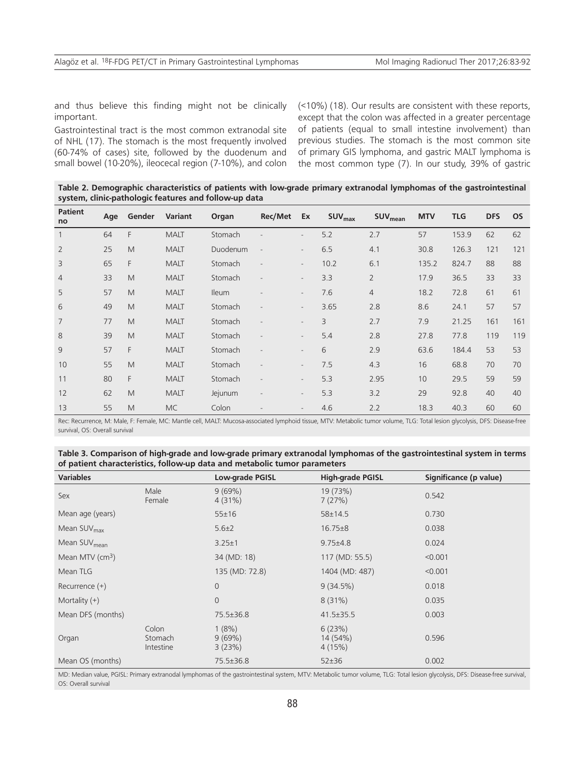and thus believe this finding might not be clinically important.

Gastrointestinal tract is the most common extranodal site of NHL (17). The stomach is the most frequently involved (60-74% of cases) site, followed by the duodenum and small bowel (10-20%), ileocecal region (7-10%), and colon (<10%) (18). Our results are consistent with these reports, except that the colon was affected in a greater percentage of patients (equal to small intestine involvement) than previous studies. The stomach is the most common site of primary GIS lymphoma, and gastric MALT lymphoma is the most common type (7). In our study, 39% of gastric

**Table 2. Demographic characteristics of patients with low-grade primary extranodal lymphomas of the gastrointestinal system, clinic-pathologic features and follow-up data**

| Patient no | Age | Gender | Variant | Organ | Rec/Met | Ex | $SUV_{max}$ | $SUV_{mean}$ | MTV | TLG | DFS | OS |
|---|---|---|---|---|---|---|---|---|---|---|---|---|
| 1 | 64 | F | MALT | Stomach | - | - | 5.2 | 2.7 | 57 | 153.9 | 62 | 62 |
| 2 | 25 | M | MALT | Duodenum | - | - | 6.5 | 4.1 | 30.8 | 126.3 | 121 | 121 |
| 3 | 65 | F | MALT | Stomach | - | - | 10.2 | 6.1 | 135.2 | 824.7 | 88 | 88 |
| 4 | 33 | M | MALT | Stomach | - | - | 3.3 | 2 | 17.9 | 36.5 | 33 | 33 |
| 5 | 57 | M | MALT | Ileum | - | - | 7.6 | 4 | 18.2 | 72.8 | 61 | 61 |
| 6 | 49 | M | MALT | Stomach | - | - | 3.65 | 2.8 | 8.6 | 24.1 | 57 | 57 |
| 7 | 77 | M | MALT | Stomach | - | - | 3 | 2.7 | 7.9 | 21.25 | 161 | 161 |
| 8 | 39 | M | MALT | Stomach | - | - | 5.4 | 2.8 | 27.8 | 77.8 | 119 | 119 |
| 9 | 57 | F | MALT | Stomach | - | - | 6 | 2.9 | 63.6 | 184.4 | 53 | 53 |
| 10 | 55 | M | MALT | Stomach | - | - | 7.5 | 4.3 | 16 | 68.8 | 70 | 70 |
| 11 | 80 | F | MALT | Stomach | - | - | 5.3 | 2.95 | 10 | 29.5 | 59 | 59 |
| 12 | 62 | M | MALT | Jejunum | - | - | 5.3 | 3.2 | 29 | 92.8 | 40 | 40 |
| 13 | 55 | M | MC | Colon | - | - | 4.6 | 2.2 | 18.3 | 40.3 | 60 | 60 |

Rec: Recurrence, M: Male, F: Female, MC: Mantle cell, MALT: Mucosa-associated lymphoid tissue, MTV: Metabolic tumor volume, TLG: Total lesion glycolysis, DFS: Disease-free survival, OS: Overall survival

**Table 3. Comparison of high-grade and low-grade primary extranodal lymphomas of the gastrointestinal system in terms of patient characteristics, follow-up data and metabolic tumor parameters**

| Variables | | Low-grade PGISL | High-grade PGISL | Significance (p value) |
|---|---|---|---|---|
| Sex | Male<br>Female | 9 (69%)<br>4 (31%) | 19 (73%)<br>7 (27%) | 0.542 |
| Mean age (years) | | 55±16 | 58±14.5 | 0.730 |
| Mean $SUV_{max}$ | | 5.6±2 | 16.75±8 | 0.038 |
| Mean $SUV_{mean}$ | | 3.25±1 | 9.75±4.8 | 0.024 |
| Mean MTV ($cm^3$) | | 34 (MD: 18) | 117 (MD: 55.5) | <0.001 |
| Mean TLG | | 135 (MD: 72.8) | 1404 (MD: 487) | <0.001 |
| Recurrence (+) | | 0 | 9 (34.5%) | 0.018 |
| Mortality (+) | | 0 | 8 (31%) | 0.035 |
| Mean DFS (months) | | 75.5±36.8 | 41.5±35.5 | 0.003 |
| Organ | Colon<br>Stomach<br>Intestine | 1 (8%)<br>9 (69%)<br>3 (23%) | 6 (23%)<br>14 (54%)<br>4 (15%) | 0.596 |
| Mean OS (months) | | 75.5±36.8 | 52±36 | 0.002 |

MD: Median value, PGISL: Primary extranodal lymphomas of the gastrointestinal system, MTV: Metabolic tumor volume, TLG: Total lesion glycolysis, DFS: Disease-free survival, OS: Overall survival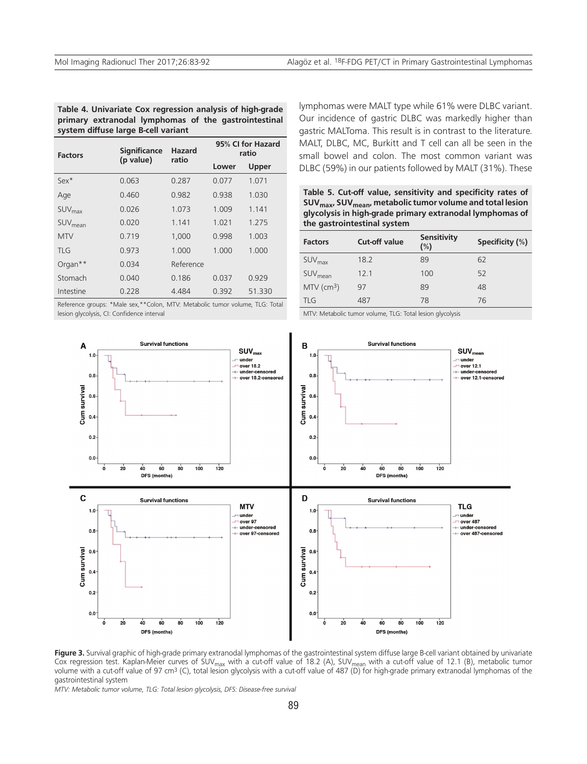**Table 4. Univariate Cox regression analysis of high-grade primary extranodal lymphomas of the gastrointestinal system diffuse large B-cell variant**

| Factors | Significance (p value) | Hazard ratio | 95% CI for Hazard ratio | |
|---|---|---|---|---|
| | | | Lower | Upper |
| Sex* | 0.063 | 0.287 | 0.077 | 1.071 |
| Age | 0.460 | 0.982 | 0.938 | 1.030 |
| $SUV_{max}$ | 0.026 | 1.073 | 1.009 | 1.141 |
| $SUV_{mean}$ | 0.020 | 1.141 | 1.021 | 1.275 |
| MTV | 0.719 | 1,000 | 0.998 | 1.003 |
| TLG | 0.973 | 1.000 | 1.000 | 1.000 |
| Organ** | 0.034 | Reference | | |
| Stomach | 0.040 | 0.186 | 0.037 | 0.929 |
| Intestine | 0.228 | 4.484 | 0.392 | 51.330 |

Reference groups: *Male sex,**Colon, MTV: Metabolic tumor volume, TLG: Total lesion glycolysis, CI: Confidence interval

lymphomas were MALT type while 61% were DLBC variant. Our incidence of gastric DLBC was markedly higher than gastric MALToma. This result is in contrast to the literature. MALT, DLBC, MC, Burkitt and T cell can all be seen in the small bowel and colon. The most common variant was DLBC (59%) in our patients followed by MALT (31%). These

**Table 5. Cut-off value, sensitivity and specificity rates of $SUV_{max}$, $SUV_{mean}$, metabolic tumor volume and total lesion glycolysis in high-grade primary extranodal lymphomas of the gastrointestinal system**

| Factors | Cut-off value | Sensitivity (%) | Specificity (%) |
|---|---|---|---|
| $SUV_{max}$ | 18.2 | 89 | 62 |
| $SUV_{mean}$ | 12.1 | 100 | 52 |
| MTV ($cm^3$) | 97 | 89 | 48 |
| TLG | 487 | 78 | 76 |

MTV: Metabolic tumor volume, TLG: Total lesion glycolysis

**Figure 3.** Survival graphic of high-grade primary extranodal lymphomas of the gastrointestinal system diffuse large B-cell variant obtained by univariate Cox regression test. Kaplan-Meier curves of $SUV_{max}$ with a cut-off value of 18.2 (A), $SUV_{mean}$ with a cut-off value of 12.1 (B), metabolic tumor volume with a cut-off value of 97 $cm^3$ (C), total lesion glycolysis with a cut-off value of 487 (D) for high-grade primary extranodal lymphomas of the gastrointestinal system

*MTV: Metabolic tumor volume, TLG: Total lesion glycolysis, DFS: Disease-free survival*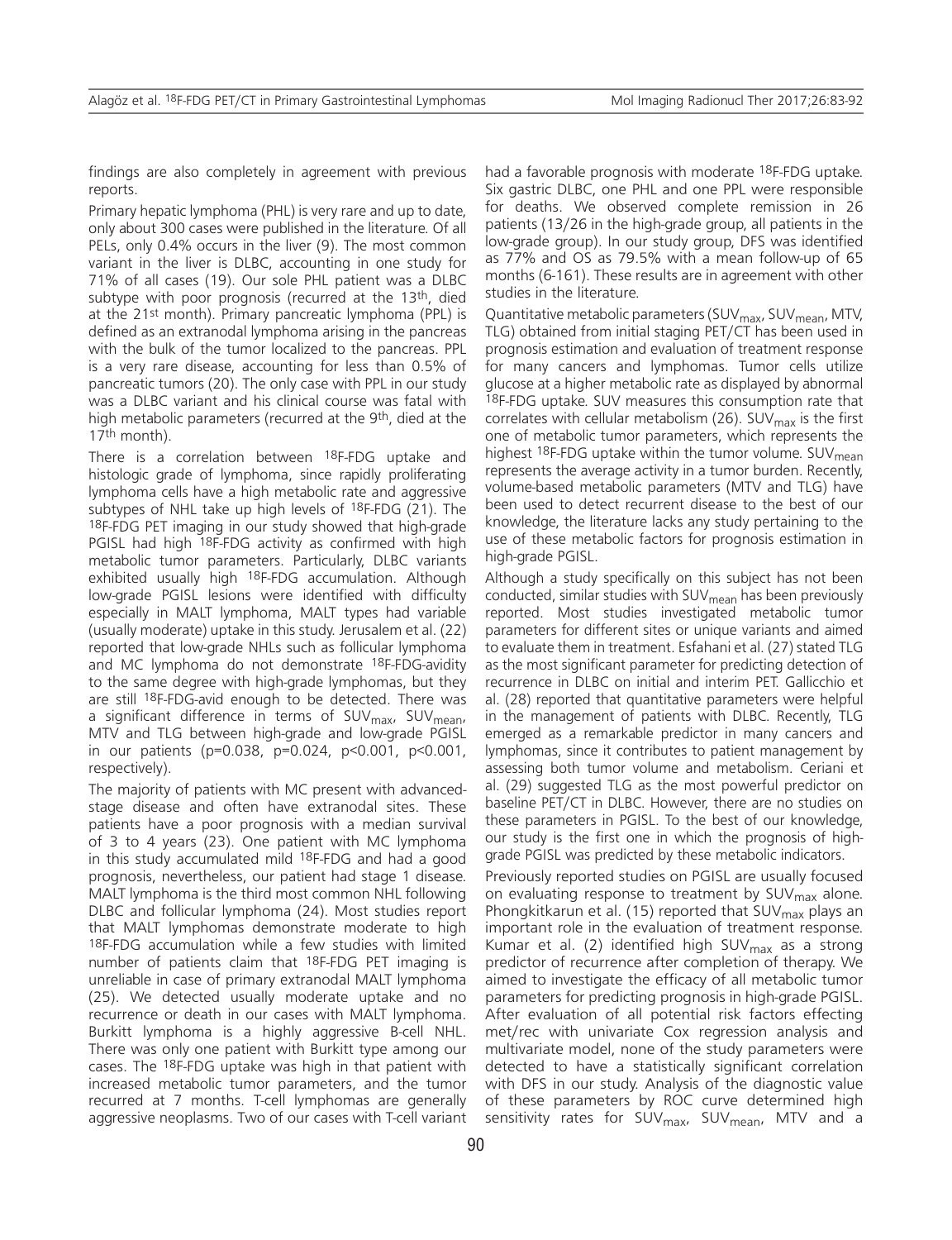findings are also completely in agreement with previous reports.

Primary hepatic lymphoma (PHL) is very rare and up to date, only about 300 cases were published in the literature. Of all PELs, only 0.4% occurs in the liver (9). The most common variant in the liver is DLBC, accounting in one study for 71% of all cases (19). Our sole PHL patient was a DLBC subtype with poor prognosis (recurred at the 13th, died at the 21st month). Primary pancreatic lymphoma (PPL) is defined as an extranodal lymphoma arising in the pancreas with the bulk of the tumor localized to the pancreas. PPL is a very rare disease, accounting for less than 0.5% of pancreatic tumors (20). The only case with PPL in our study was a DLBC variant and his clinical course was fatal with high metabolic parameters (recurred at the 9th, died at the 17th month).

There is a correlation between $^{18}$F-FDG uptake and histologic grade of lymphoma, since rapidly proliferating lymphoma cells have a high metabolic rate and aggressive subtypes of NHL take up high levels of $^{18}$F-FDG (21). The $^{18}$F-FDG PET imaging in our study showed that high-grade PGISL had high $^{18}$F-FDG activity as confirmed with high metabolic tumor parameters. Particularly, DLBC variants exhibited usually high $^{18}$F-FDG accumulation. Although low-grade PGISL lesions were identified with difficulty especially in MALT lymphoma, MALT types had variable (usually moderate) uptake in this study. Jerusalem et al. (22) reported that low-grade NHLs such as follicular lymphoma and MC lymphoma do not demonstrate $^{18}$F-FDG-avidity to the same degree with high-grade lymphomas, but they are still $^{18}$F-FDG-avid enough to be detected. There was a significant difference in terms of $SUV_{max}$, $SUV_{mean}$, MTV and TLG between high-grade and low-grade PGISL in our patients ($p=0.038$, $p=0.024$, $p<0.001$, $p<0.001$, respectively).

The majority of patients with MC present with advanced-stage disease and often have extranodal sites. These patients have a poor prognosis with a median survival of 3 to 4 years (23). One patient with MC lymphoma in this study accumulated mild $^{18}$F-FDG and had a good prognosis, nevertheless, our patient had stage 1 disease. MALT lymphoma is the third most common NHL following DLBC and follicular lymphoma (24). Most studies report that MALT lymphomas demonstrate moderate to high $^{18}$F-FDG accumulation while a few studies with limited number of patients claim that $^{18}$F-FDG PET imaging is unreliable in case of primary extranodal MALT lymphoma (25). We detected usually moderate uptake and no recurrence or death in our cases with MALT lymphoma. Burkitt lymphoma is a highly aggressive B-cell NHL. There was only one patient with Burkitt type among our cases. The $^{18}$F-FDG uptake was high in that patient with increased metabolic tumor parameters, and the tumor recurred at 7 months. T-cell lymphomas are generally aggressive neoplasms. Two of our cases with T-cell variant had a favorable prognosis with moderate $^{18}$F-FDG uptake. Six gastric DLBC, one PHL and one PPL were responsible for deaths. We observed complete remission in 26 patients (13/26 in the high-grade group, all patients in the low-grade group). In our study group, DFS was identified as 77% and OS as 79.5% with a mean follow-up of 65 months (6-161). These results are in agreement with other studies in the literature.

Quantitative metabolic parameters ($SUV_{max}$, $SUV_{mean}$, MTV, TLG) obtained from initial staging PET/CT has been used in prognosis estimation and evaluation of treatment response for many cancers and lymphomas. Tumor cells utilize glucose at a higher metabolic rate as displayed by abnormal $^{18}$F-FDG uptake. SUV measures this consumption rate that correlates with cellular metabolism (26). $SUV_{max}$ is the first one of metabolic tumor parameters, which represents the highest $^{18}$F-FDG uptake within the tumor volume. $SUV_{mean}$ represents the average activity in a tumor burden. Recently, volume-based metabolic parameters (MTV and TLG) have been used to detect recurrent disease to the best of our knowledge, the literature lacks any study pertaining to the use of these metabolic factors for prognosis estimation in high-grade PGISL.

Although a study specifically on this subject has not been conducted, similar studies with $SUV_{mean}$ has been previously reported. Most studies investigated metabolic tumor parameters for different sites or unique variants and aimed to evaluate them in treatment. Esfahani et al. (27) stated TLG as the most significant parameter for predicting detection of recurrence in DLBC on initial and interim PET. Gallicchio et al. (28) reported that quantitative parameters were helpful in the management of patients with DLBC. Recently, TLG emerged as a remarkable predictor in many cancers and lymphomas, since it contributes to patient management by assessing both tumor volume and metabolism. Ceriani et al. (29) suggested TLG as the most powerful predictor on baseline PET/CT in DLBC. However, there are no studies on these parameters in PGISL. To the best of our knowledge, our study is the first one in which the prognosis of high-grade PGISL was predicted by these metabolic indicators.

Previously reported studies on PGISL are usually focused on evaluating response to treatment by $SUV_{max}$ alone. Phongkitkarun et al. (15) reported that $SUV_{max}$ plays an important role in the evaluation of treatment response. Kumar et al. (2) identified high $SUV_{max}$ as a strong predictor of recurrence after completion of therapy. We aimed to investigate the efficacy of all metabolic tumor parameters for predicting prognosis in high-grade PGISL. After evaluation of all potential risk factors effecting met/rec with univariate Cox regression analysis and multivariate model, none of the study parameters were detected to have a statistically significant correlation with DFS in our study. Analysis of the diagnostic value of these parameters by ROC curve determined high sensitivity rates for $SUV_{max}$, $SUV_{mean}$, MTV and a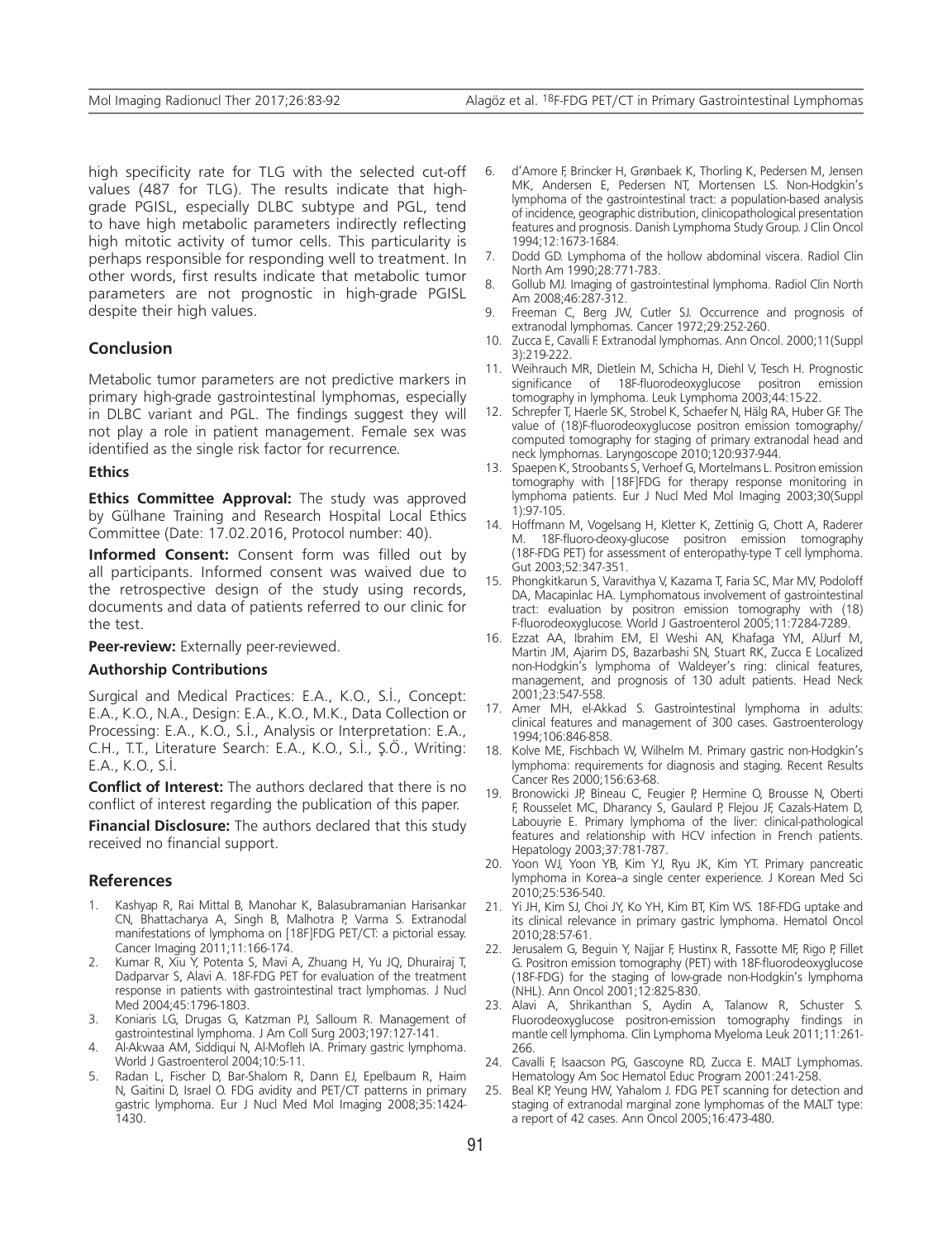high specificity rate for TLG with the selected cut-off values (487 for TLG). The results indicate that high-grade PGISL, especially DLBC subtype and PGL, tend to have high metabolic parameters indirectly reflecting high mitotic activity of tumor cells. This particularity is perhaps responsible for responding well to treatment. In other words, first results indicate that metabolic tumor parameters are not prognostic in high-grade PGISL despite their high values.

## Conclusion

Metabolic tumor parameters are not predictive markers in primary high-grade gastrointestinal lymphomas, especially in DLBC variant and PGL. The findings suggest they will not play a role in patient management. Female sex was identified as the single risk factor for recurrence.

### Ethics

**Ethics Committee Approval:** The study was approved by Gülhane Training and Research Hospital Local Ethics Committee (Date: 17.02.2016, Protocol number: 40).

**Informed Consent:** Consent form was filled out by all participants. Informed consent was waived due to the retrospective design of the study using records, documents and data of patients referred to our clinic for the test.

**Peer-review:** Externally peer-reviewed.

### Authorship Contributions

Surgical and Medical Practices: E.A., K.O., S.İ., Concept: E.A., K.O., N.A., Design: E.A., K.O., M.K., Data Collection or Processing: E.A., K.O., S.İ., Analysis or Interpretation: E.A., C.H., T.T., Literature Search: E.A., K.O., S.İ., Ş.Ö., Writing: E.A., K.O., S.İ.

**Conflict of Interest:** The authors declared that there is no conflict of interest regarding the publication of this paper.

**Financial Disclosure:** The authors declared that this study received no financial support.

## References

1. Kashyap R, Rai Mittal B, Manohar K, Balasubramanian Harisankar CN, Bhattacharya A, Singh B, Malhotra P, Varma S. Extranodal manifestations of lymphoma on [18F]FDG PET/CT: a pictorial essay. Cancer Imaging 2011;11:166-174.
2. Kumar R, Xiu Y, Potenta S, Mavi A, Zhuang H, Yu JQ, Dhurairaj T, Dadparvar S, Alavi A. 18F-FDG PET for evaluation of the treatment response in patients with gastrointestinal tract lymphomas. J Nucl Med 2004;45:1796-1803.
3. Koniaris LG, Drugas G, Katzman PJ, Salloum R. Management of gastrointestinal lymphoma. J Am Coll Surg 2003;197:127-141.
4. Al-Akwaa AM, Siddiqui N, Al-Mofleh IA. Primary gastric lymphoma. World J Gastroenterol 2004;10:5-11.
5. Radan L, Fischer D, Bar-Shalom R, Dann EJ, Epelbaum R, Haim N, Gaitini D, Israel O. FDG avidity and PET/CT patterns in primary gastric lymphoma. Eur J Nucl Med Mol Imaging 2008;35:1424-1430.
6. d'Amore F, Brincker H, Grønbaek K, Thorling K, Pedersen M, Jensen MK, Andersen E, Pedersen NT, Mortensen LS. Non-Hodgkin's lymphoma of the gastrointestinal tract: a population-based analysis of incidence, geographic distribution, clinicopathological presentation features and prognosis. Danish Lymphoma Study Group. J Clin Oncol 1994;12:1673-1684.
7. Dodd GD. Lymphoma of the hollow abdominal viscera. Radiol Clin North Am 1990;28:771-783.
8. Gollub MJ. Imaging of gastrointestinal lymphoma. Radiol Clin North Am 2008;46:287-312.
9. Freeman C, Berg JW, Cutler SJ. Occurrence and prognosis of extranodal lymphomas. Cancer 1972;29:252-260.
10. Zucca E, Cavalli F. Extranodal lymphomas. Ann Oncol. 2000;11(Suppl 3):219-222.
11. Weihrauch MR, Dietlein M, Schicha H, Diehl V, Tesch H. Prognostic significance of 18F-fluorodeoxyglucose positron emission tomography in lymphoma. Leuk Lymphoma 2003;44:15-22.
12. Schrepfer T, Haerle SK, Strobel K, Schaefer N, Hälg RA, Huber GF. The value of (18)F-fluorodeoxyglucose positron emission tomography/ computed tomography for staging of primary extranodal head and neck lymphomas. Laryngoscope 2010;120:937-944.
13. Spaepen K, Stroobants S, Verhoef G, Mortelmans L. Positron emission tomography with [18F]FDG for therapy response monitoring in lymphoma patients. Eur J Nucl Med Mol Imaging 2003;30(Suppl 1):97-105.
14. Hoffmann M, Vogelsang H, Kletter K, Zettinig G, Chott A, Raderer M. 18F-fluoro-deoxy-glucose positron emission tomography (18F-FDG PET) for assessment of enteropathy-type T cell lymphoma. Gut 2003;52:347-351.
15. Phongkitkarun S, Varavithya V, Kazama T, Faria SC, Mar MV, Podoloff DA, Macapinlac HA. Lymphomatous involvement of gastrointestinal tract: evaluation by positron emission tomography with (18) F-fluorodeoxyglucose. World J Gastroenterol 2005;11:7284-7289.
16. Ezzat AA, Ibrahim EM, El Weshi AN, Khafaga YM, AlJurf M, Martin JM, Ajarim DS, Bazarbashi SN, Stuart RK, Zucca E Localized non-Hodgkin's lymphoma of Waldeyer's ring: clinical features, management, and prognosis of 130 adult patients. Head Neck 2001;23:547-558.
17. Amer MH, el-Akkad S. Gastrointestinal lymphoma in adults: clinical features and management of 300 cases. Gastroenterology 1994;106:846-858.
18. Kolve ME, Fischbach W, Wilhelm M. Primary gastric non-Hodgkin's lymphoma: requirements for diagnosis and staging. Recent Results Cancer Res 2000;156:63-68.
19. Bronowicki JP, Bineau C, Feugier P, Hermine O, Brousse N, Oberti F, Rousselet MC, Dharancy S, Gaulard P, Flejou JF, Cazals-Hatem D, Labouyrie E. Primary lymphoma of the liver: clinical-pathological features and relationship with HCV infection in French patients. Hepatology 2003;37:781-787.
20. Yoon WJ, Yoon YB, Kim YJ, Ryu JK, Kim YT. Primary pancreatic lymphoma in Korea–a single center experience. J Korean Med Sci 2010;25:536-540.
21. Yi JH, Kim SJ, Choi JY, Ko YH, Kim BT, Kim WS. 18F-FDG uptake and its clinical relevance in primary gastric lymphoma. Hematol Oncol 2010;28:57-61.
22. Jerusalem G, Beguin Y, Najjar F, Hustinx R, Fassotte MF, Rigo P, Fillet G. Positron emission tomography (PET) with 18F-fluorodeoxyglucose (18F-FDG) for the staging of low-grade non-Hodgkin's lymphoma (NHL). Ann Oncol 2001;12:825-830.
23. Alavi A, Shrikanthan S, Aydin A, Talanow R, Schuster S. Fluorodeoxyglucose positron-emission tomography findings in mantle cell lymphoma. Clin Lymphoma Myeloma Leuk 2011;11:261-266.
24. Cavalli F, Isaacson PG, Gascoyne RD, Zucca E. MALT Lymphomas. Hematology Am Soc Hematol Educ Program 2001:241-258.
25. Beal KP, Yeung HW, Yahalom J. FDG PET scanning for detection and staging of extranodal marginal zone lymphomas of the MALT type: a report of 42 cases. Ann Oncol 2005;16:473-480.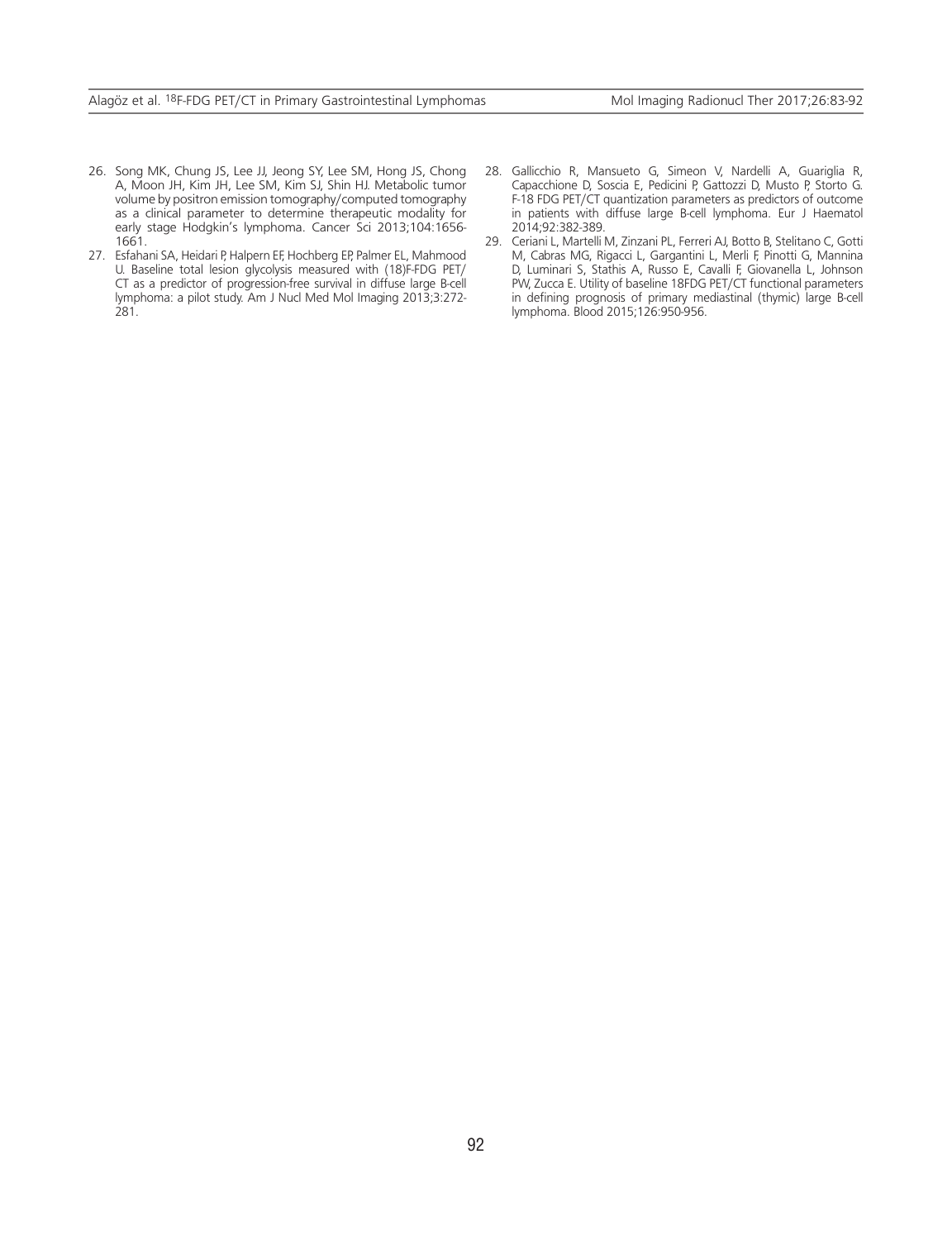26. Song MK, Chung JS, Lee JJ, Jeong SY, Lee SM, Hong JS, Chong A, Moon JH, Kim JH, Lee SM, Kim SJ, Shin HJ. Metabolic tumor volume by positron emission tomography/computed tomography as a clinical parameter to determine therapeutic modality for early stage Hodgkin's lymphoma. Cancer Sci 2013;104:1656-1661.
27. Esfahani SA, Heidari P, Halpern EF, Hochberg EP, Palmer EL, Mahmood U. Baseline total lesion glycolysis measured with (18)F-FDG PET/CT as a predictor of progression-free survival in diffuse large B-cell lymphoma: a pilot study. Am J Nucl Med Mol Imaging 2013;3:272-281.
28. Gallicchio R, Mansueto G, Simeon V, Nardelli A, Guariglia R, Capacchione D, Soscia E, Pedicini P, Gattozzi D, Musto P, Storto G. F-18 FDG PET/CT quantization parameters as predictors of outcome in patients with diffuse large B-cell lymphoma. Eur J Haematol 2014;92:382-389.
29. Ceriani L, Martelli M, Zinzani PL, Ferreri AJ, Botto B, Stelitano C, Gotti M, Cabras MG, Rigacci L, Gargantini L, Merli F, Pinotti G, Mannina D, Luminari S, Stathis A, Russo E, Cavalli F, Giovanella L, Johnson PW, Zucca E. Utility of baseline 18FDG PET/CT functional parameters in defining prognosis of primary mediastinal (thymic) large B-cell lymphoma. Blood 2015;126:950-956.